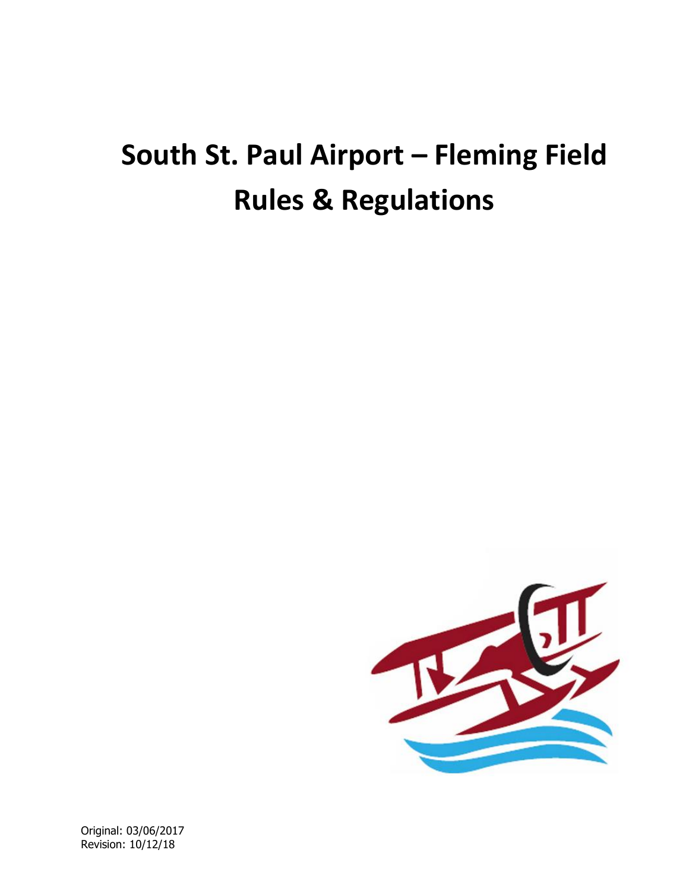# South St. Paul Airport – Fleming Field
# Rules & Regulations

Original: 03/06/2017
Revision: 10/12/18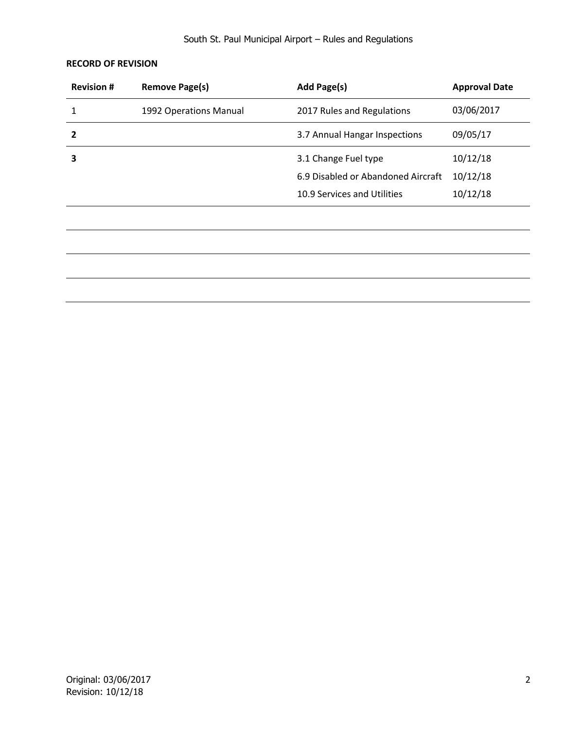**RECORD OF REVISION**

| Revision # | Remove Page(s) | Add Page(s) | Approval Date |
|---|---|---|---|
| 1 | 1992 Operations Manual | 2017 Rules and Regulations | 03/06/2017 |
| **2** | | 3.7 Annual Hangar Inspections | 09/05/17 |
| **3** | | 3.1 Change Fuel type<br>6.9 Disabled or Abandoned Aircraft<br>10.9 Services and Utilities | 10/12/18<br>10/12/18<br>10/12/18 |
| | | | |
| | | | |
| | | | |
| | | | |

Original: 03/06/2017
Revision: 10/12/18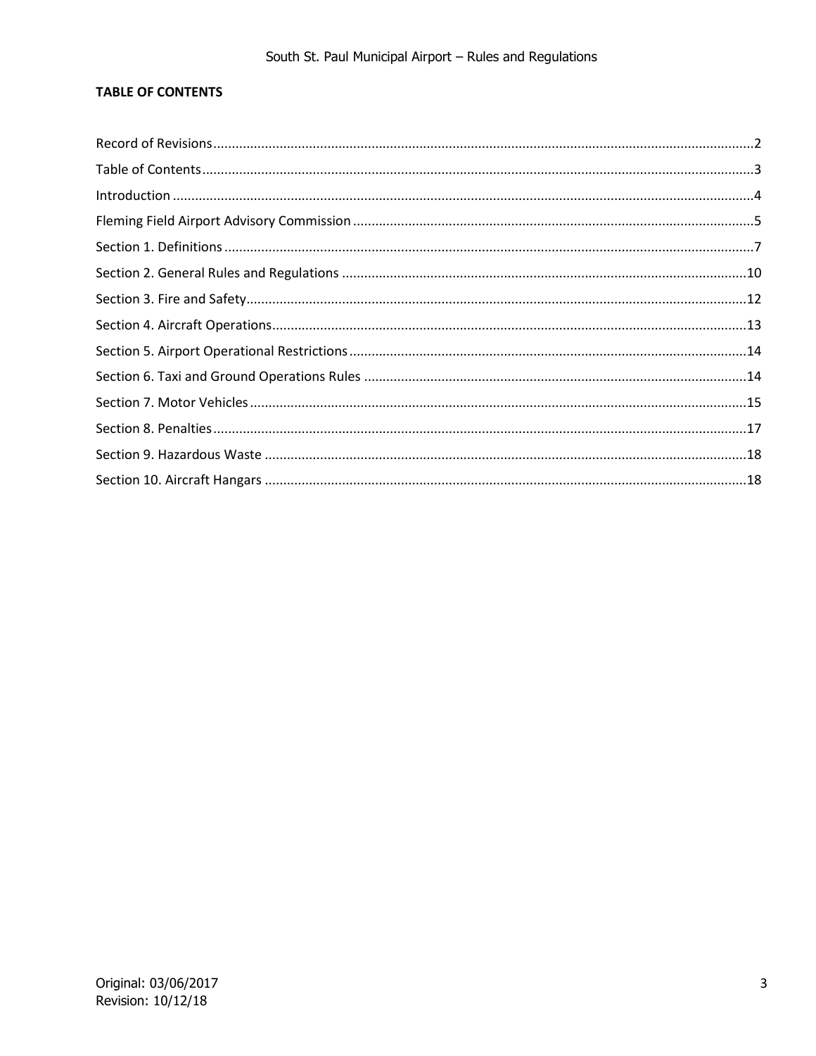**TABLE OF CONTENTS**

Record of Revisions ..............................................................................................................................2
Table of Contents ..................................................................................................................................3
Introduction ..........................................................................................................................................4
Fleming Field Airport Advisory Commission ..........................................................................................5
Section 1. Definitions ............................................................................................................................7
Section 2. General Rules and Regulations ............................................................................................10
Section 3. Fire and Safety......................................................................................................................12
Section 4. Aircraft Operations...............................................................................................................13
Section 5. Airport Operational Restrictions...........................................................................................14
Section 6. Taxi and Ground Operations Rules .......................................................................................14
Section 7. Motor Vehicles .....................................................................................................................15
Section 8. Penalties...............................................................................................................................17
Section 9. Hazardous Waste .................................................................................................................18
Section 10. Aircraft Hangars .................................................................................................................18

Original: 03/06/2017
Revision: 10/12/18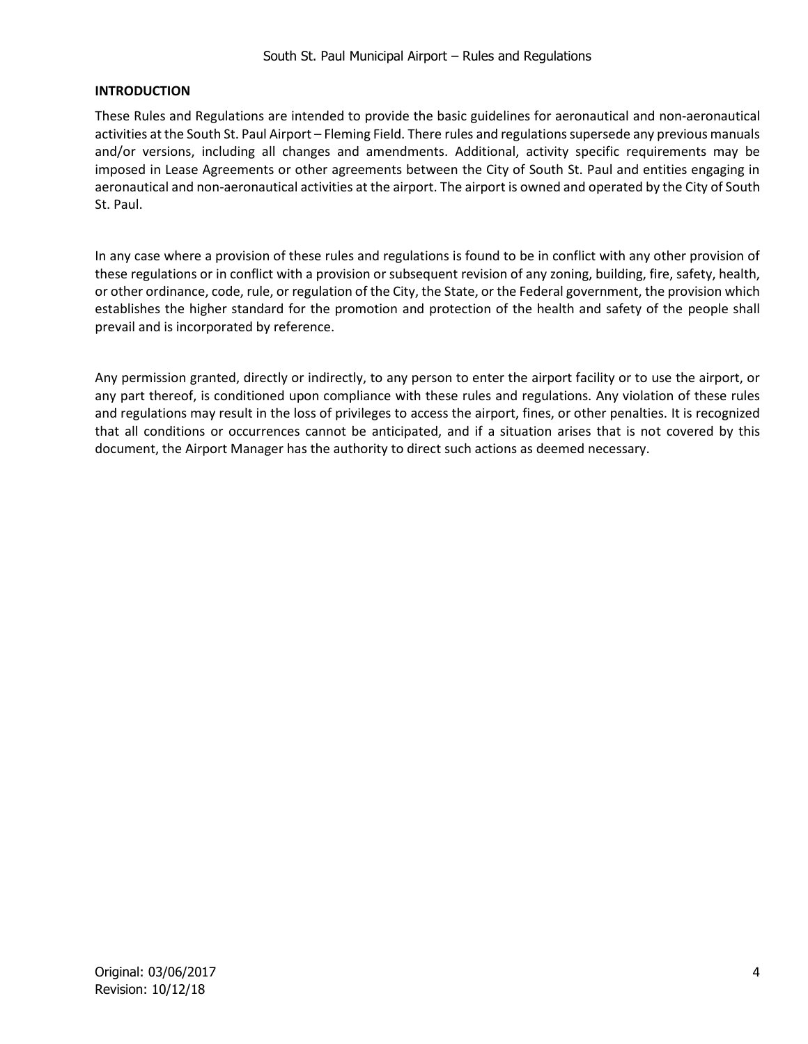## INTRODUCTION

These Rules and Regulations are intended to provide the basic guidelines for aeronautical and non-aeronautical activities at the South St. Paul Airport – Fleming Field. There rules and regulations supersede any previous manuals and/or versions, including all changes and amendments. Additional, activity specific requirements may be imposed in Lease Agreements or other agreements between the City of South St. Paul and entities engaging in aeronautical and non-aeronautical activities at the airport. The airport is owned and operated by the City of South St. Paul.

In any case where a provision of these rules and regulations is found to be in conflict with any other provision of these regulations or in conflict with a provision or subsequent revision of any zoning, building, fire, safety, health, or other ordinance, code, rule, or regulation of the City, the State, or the Federal government, the provision which establishes the higher standard for the promotion and protection of the health and safety of the people shall prevail and is incorporated by reference.

Any permission granted, directly or indirectly, to any person to enter the airport facility or to use the airport, or any part thereof, is conditioned upon compliance with these rules and regulations. Any violation of these rules and regulations may result in the loss of privileges to access the airport, fines, or other penalties. It is recognized that all conditions or occurrences cannot be anticipated, and if a situation arises that is not covered by this document, the Airport Manager has the authority to direct such actions as deemed necessary.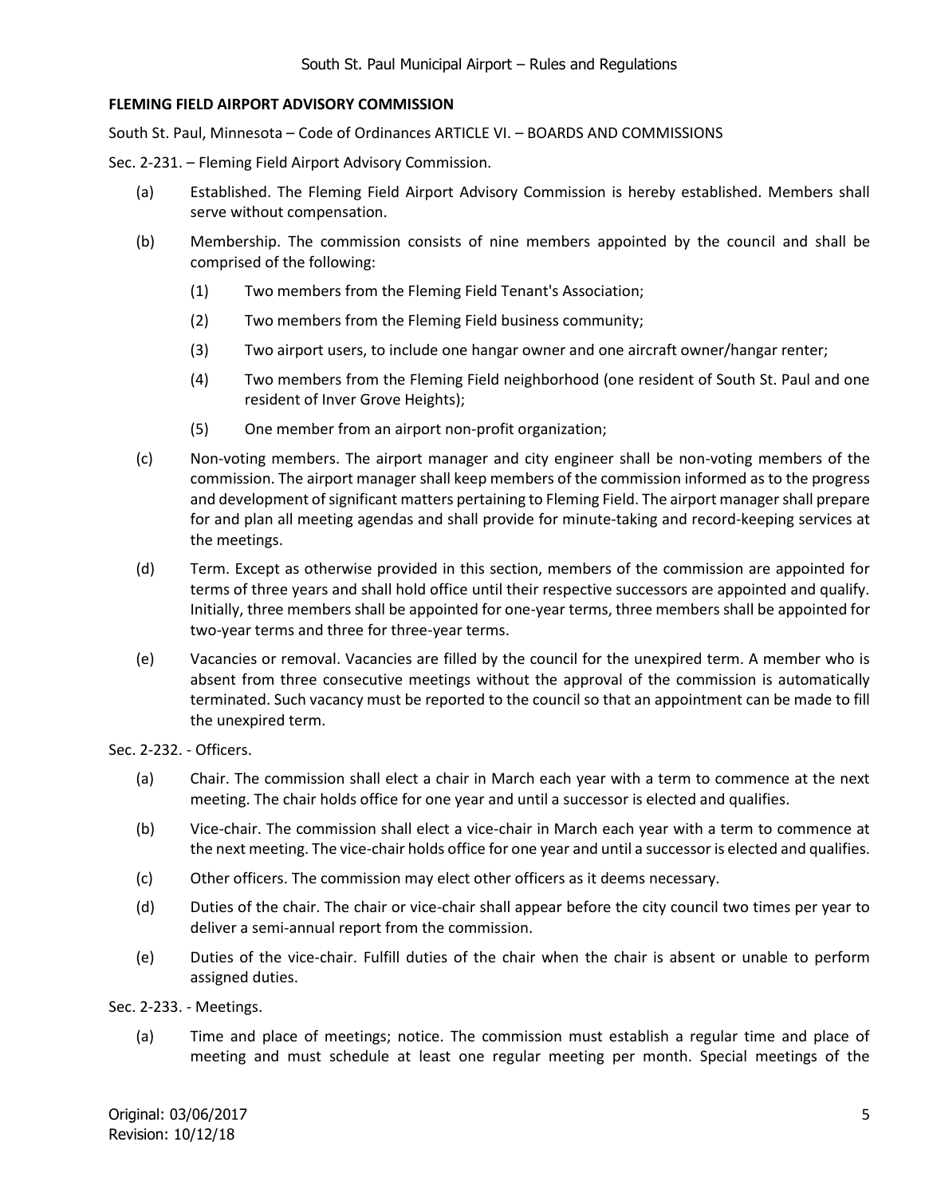## FLEMING FIELD AIRPORT ADVISORY COMMISSION

South St. Paul, Minnesota – Code of Ordinances ARTICLE VI. – BOARDS AND COMMISSIONS

Sec. 2-231. – Fleming Field Airport Advisory Commission.

(a) Established. The Fleming Field Airport Advisory Commission is hereby established. Members shall serve without compensation.

(b) Membership. The commission consists of nine members appointed by the council and shall be comprised of the following:

   (1) Two members from the Fleming Field Tenant's Association;

   (2) Two members from the Fleming Field business community;

   (3) Two airport users, to include one hangar owner and one aircraft owner/hangar renter;

   (4) Two members from the Fleming Field neighborhood (one resident of South St. Paul and one resident of Inver Grove Heights);

   (5) One member from an airport non-profit organization;

(c) Non-voting members. The airport manager and city engineer shall be non-voting members of the commission. The airport manager shall keep members of the commission informed as to the progress and development of significant matters pertaining to Fleming Field. The airport manager shall prepare for and plan all meeting agendas and shall provide for minute-taking and record-keeping services at the meetings.

(d) Term. Except as otherwise provided in this section, members of the commission are appointed for terms of three years and shall hold office until their respective successors are appointed and qualify. Initially, three members shall be appointed for one-year terms, three members shall be appointed for two-year terms and three for three-year terms.

(e) Vacancies or removal. Vacancies are filled by the council for the unexpired term. A member who is absent from three consecutive meetings without the approval of the commission is automatically terminated. Such vacancy must be reported to the council so that an appointment can be made to fill the unexpired term.

Sec. 2-232. - Officers.

(a) Chair. The commission shall elect a chair in March each year with a term to commence at the next meeting. The chair holds office for one year and until a successor is elected and qualifies.

(b) Vice-chair. The commission shall elect a vice-chair in March each year with a term to commence at the next meeting. The vice-chair holds office for one year and until a successor is elected and qualifies.

(c) Other officers. The commission may elect other officers as it deems necessary.

(d) Duties of the chair. The chair or vice-chair shall appear before the city council two times per year to deliver a semi-annual report from the commission.

(e) Duties of the vice-chair. Fulfill duties of the chair when the chair is absent or unable to perform assigned duties.

Sec. 2-233. - Meetings.

(a) Time and place of meetings; notice. The commission must establish a regular time and place of meeting and must schedule at least one regular meeting per month. Special meetings of the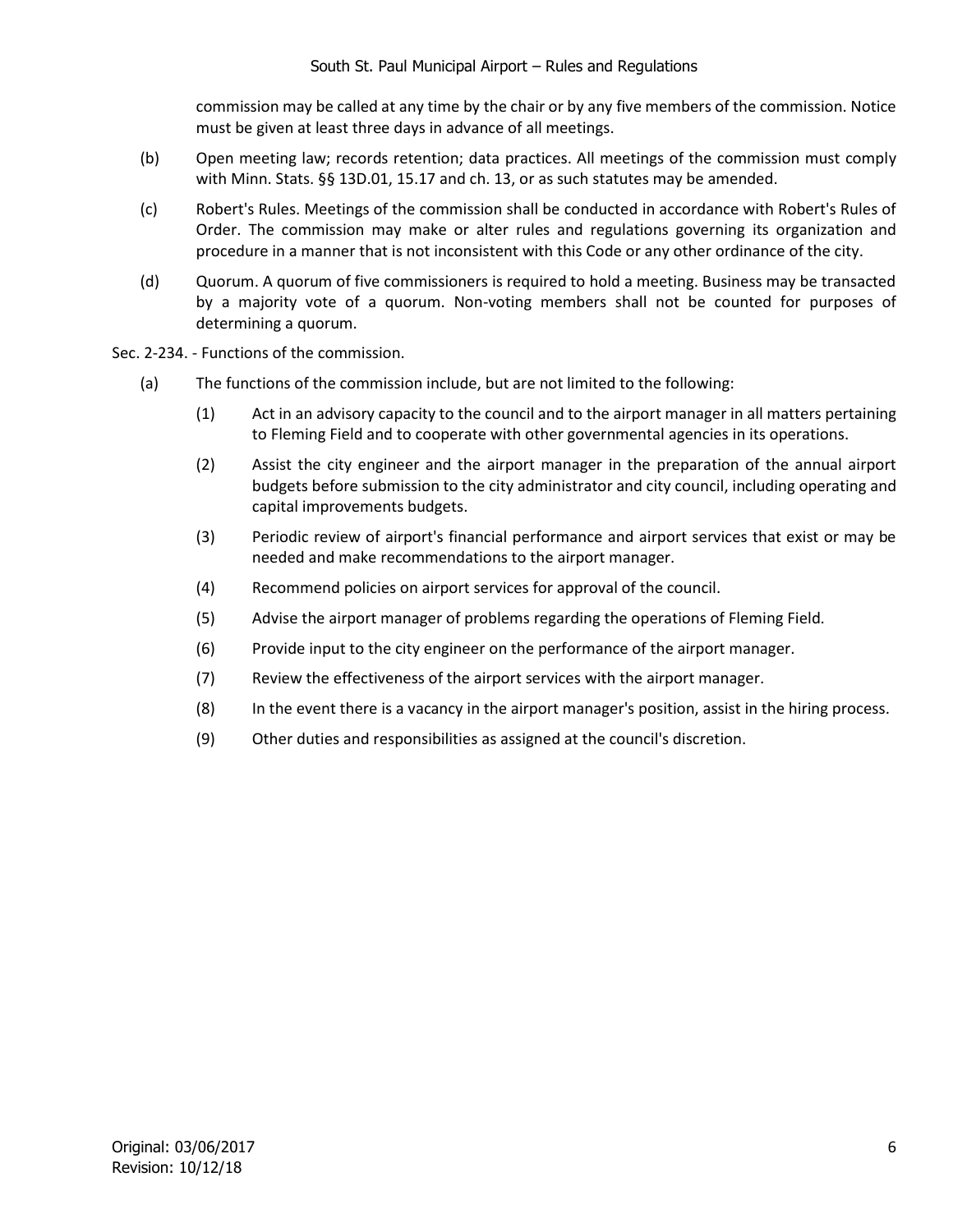commission may be called at any time by the chair or by any five members of the commission. Notice must be given at least three days in advance of all meetings.

(b) Open meeting law; records retention; data practices. All meetings of the commission must comply with Minn. Stats. §§ 13D.01, 15.17 and ch. 13, or as such statutes may be amended.

(c) Robert's Rules. Meetings of the commission shall be conducted in accordance with Robert's Rules of Order. The commission may make or alter rules and regulations governing its organization and procedure in a manner that is not inconsistent with this Code or any other ordinance of the city.

(d) Quorum. A quorum of five commissioners is required to hold a meeting. Business may be transacted by a majority vote of a quorum. Non-voting members shall not be counted for purposes of determining a quorum.

Sec. 2-234. - Functions of the commission.

(a) The functions of the commission include, but are not limited to the following:

(1) Act in an advisory capacity to the council and to the airport manager in all matters pertaining to Fleming Field and to cooperate with other governmental agencies in its operations.

(2) Assist the city engineer and the airport manager in the preparation of the annual airport budgets before submission to the city administrator and city council, including operating and capital improvements budgets.

(3) Periodic review of airport's financial performance and airport services that exist or may be needed and make recommendations to the airport manager.

(4) Recommend policies on airport services for approval of the council.

(5) Advise the airport manager of problems regarding the operations of Fleming Field.

(6) Provide input to the city engineer on the performance of the airport manager.

(7) Review the effectiveness of the airport services with the airport manager.

(8) In the event there is a vacancy in the airport manager's position, assist in the hiring process.

(9) Other duties and responsibilities as assigned at the council's discretion.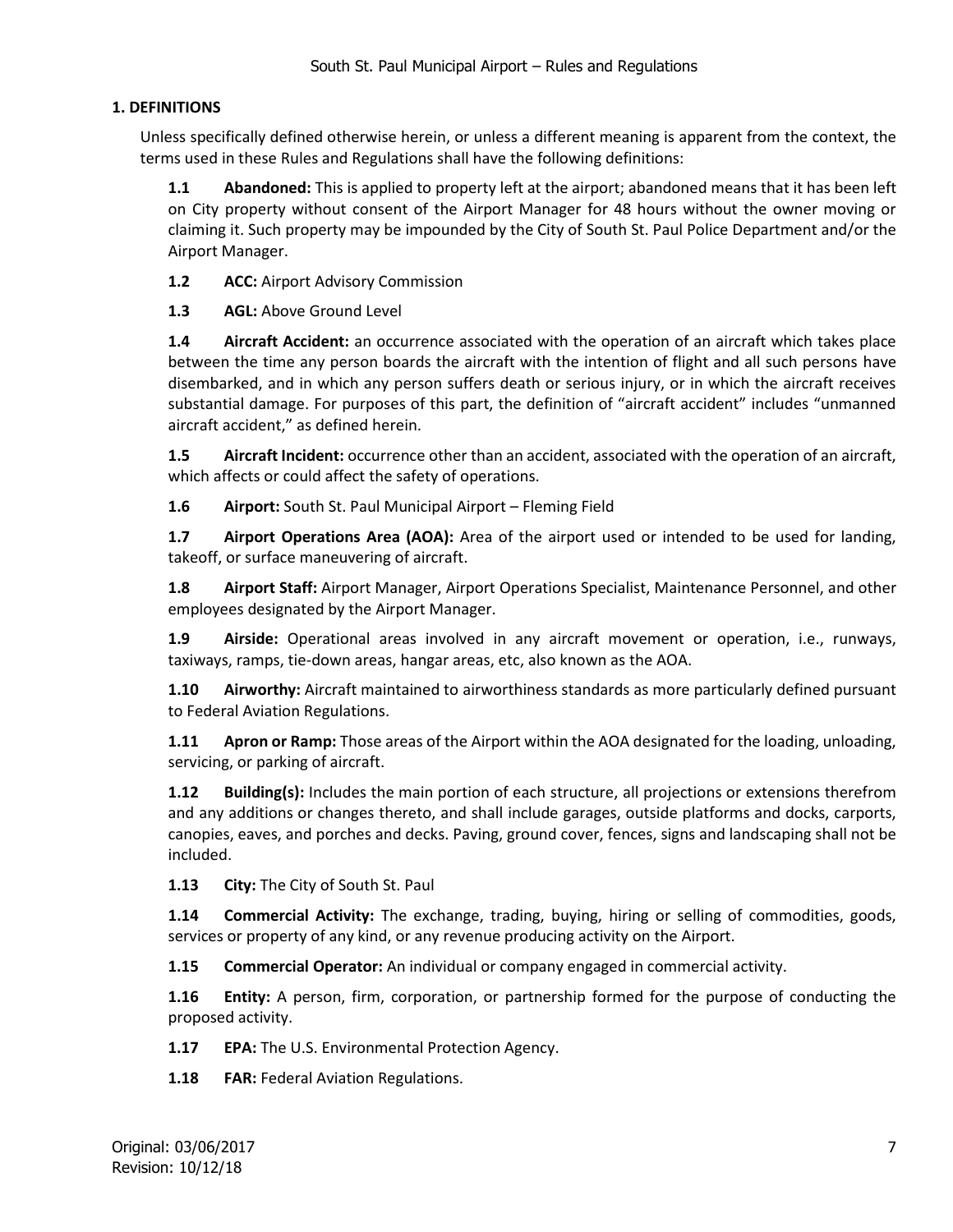## 1. DEFINITIONS

Unless specifically defined otherwise herein, or unless a different meaning is apparent from the context, the terms used in these Rules and Regulations shall have the following definitions:

**1.1 Abandoned:** This is applied to property left at the airport; abandoned means that it has been left on City property without consent of the Airport Manager for 48 hours without the owner moving or claiming it. Such property may be impounded by the City of South St. Paul Police Department and/or the Airport Manager.

**1.2 ACC:** Airport Advisory Commission

**1.3 AGL:** Above Ground Level

**1.4 Aircraft Accident:** an occurrence associated with the operation of an aircraft which takes place between the time any person boards the aircraft with the intention of flight and all such persons have disembarked, and in which any person suffers death or serious injury, or in which the aircraft receives substantial damage. For purposes of this part, the definition of "aircraft accident" includes "unmanned aircraft accident," as defined herein.

**1.5 Aircraft Incident:** occurrence other than an accident, associated with the operation of an aircraft, which affects or could affect the safety of operations.

**1.6 Airport:** South St. Paul Municipal Airport – Fleming Field

**1.7 Airport Operations Area (AOA):** Area of the airport used or intended to be used for landing, takeoff, or surface maneuvering of aircraft.

**1.8 Airport Staff:** Airport Manager, Airport Operations Specialist, Maintenance Personnel, and other employees designated by the Airport Manager.

**1.9 Airside:** Operational areas involved in any aircraft movement or operation, i.e., runways, taxiways, ramps, tie-down areas, hangar areas, etc, also known as the AOA.

**1.10 Airworthy:** Aircraft maintained to airworthiness standards as more particularly defined pursuant to Federal Aviation Regulations.

**1.11 Apron or Ramp:** Those areas of the Airport within the AOA designated for the loading, unloading, servicing, or parking of aircraft.

**1.12 Building(s):** Includes the main portion of each structure, all projections or extensions therefrom and any additions or changes thereto, and shall include garages, outside platforms and docks, carports, canopies, eaves, and porches and decks. Paving, ground cover, fences, signs and landscaping shall not be included.

**1.13 City:** The City of South St. Paul

**1.14 Commercial Activity:** The exchange, trading, buying, hiring or selling of commodities, goods, services or property of any kind, or any revenue producing activity on the Airport.

**1.15 Commercial Operator:** An individual or company engaged in commercial activity.

**1.16 Entity:** A person, firm, corporation, or partnership formed for the purpose of conducting the proposed activity.

**1.17 EPA:** The U.S. Environmental Protection Agency.

**1.18 FAR:** Federal Aviation Regulations.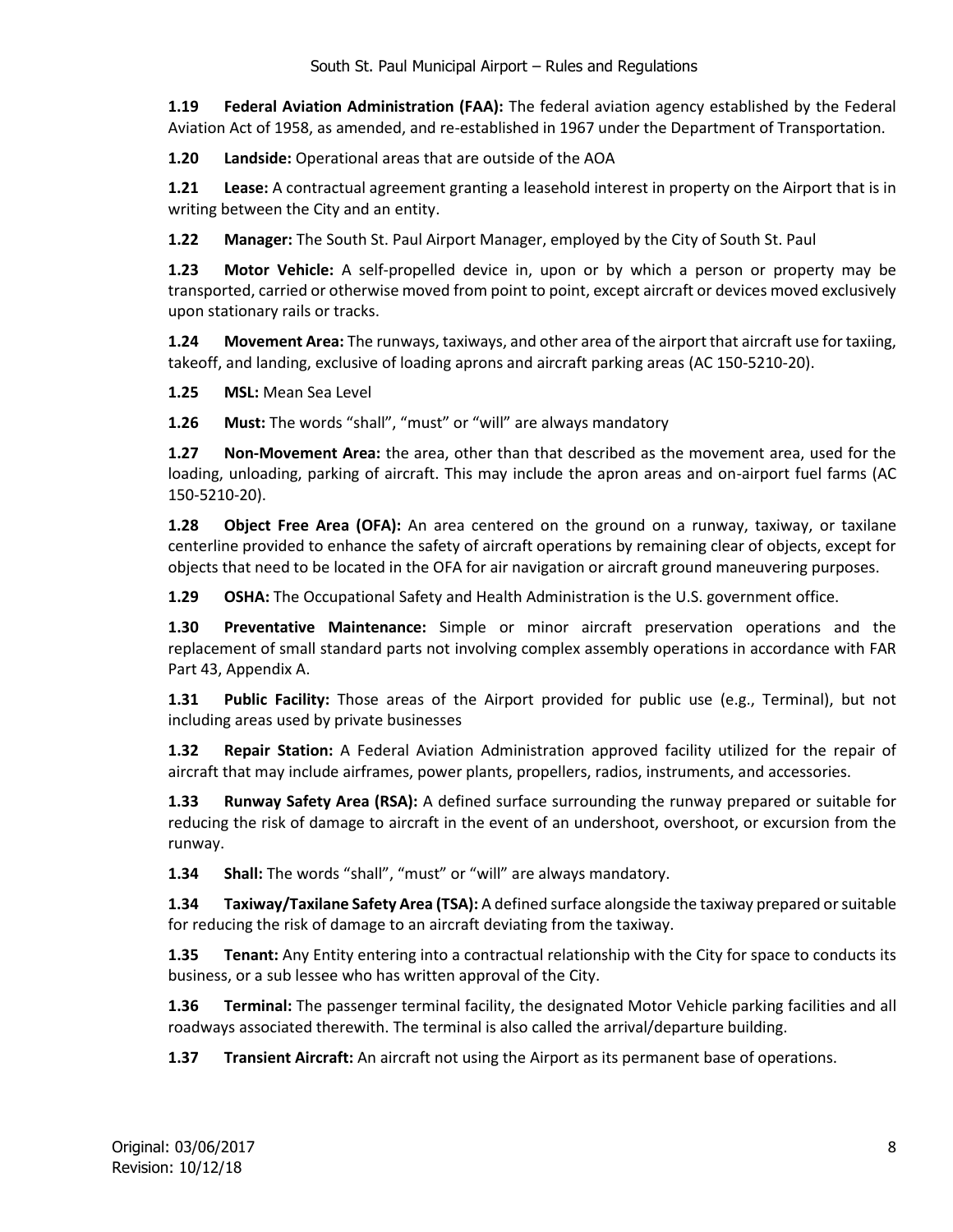**1.19 Federal Aviation Administration (FAA):** The federal aviation agency established by the Federal Aviation Act of 1958, as amended, and re-established in 1967 under the Department of Transportation.

**1.20 Landside:** Operational areas that are outside of the AOA

**1.21 Lease:** A contractual agreement granting a leasehold interest in property on the Airport that is in writing between the City and an entity.

**1.22 Manager:** The South St. Paul Airport Manager, employed by the City of South St. Paul

**1.23 Motor Vehicle:** A self-propelled device in, upon or by which a person or property may be transported, carried or otherwise moved from point to point, except aircraft or devices moved exclusively upon stationary rails or tracks.

**1.24 Movement Area:** The runways, taxiways, and other area of the airport that aircraft use for taxiing, takeoff, and landing, exclusive of loading aprons and aircraft parking areas (AC 150-5210-20).

**1.25 MSL:** Mean Sea Level

**1.26 Must:** The words "shall", "must" or "will" are always mandatory

**1.27 Non-Movement Area:** the area, other than that described as the movement area, used for the loading, unloading, parking of aircraft. This may include the apron areas and on-airport fuel farms (AC 150-5210-20).

**1.28 Object Free Area (OFA):** An area centered on the ground on a runway, taxiway, or taxilane centerline provided to enhance the safety of aircraft operations by remaining clear of objects, except for objects that need to be located in the OFA for air navigation or aircraft ground maneuvering purposes.

**1.29 OSHA:** The Occupational Safety and Health Administration is the U.S. government office.

**1.30 Preventative Maintenance:** Simple or minor aircraft preservation operations and the replacement of small standard parts not involving complex assembly operations in accordance with FAR Part 43, Appendix A.

**1.31 Public Facility:** Those areas of the Airport provided for public use (e.g., Terminal), but not including areas used by private businesses

**1.32 Repair Station:** A Federal Aviation Administration approved facility utilized for the repair of aircraft that may include airframes, power plants, propellers, radios, instruments, and accessories.

**1.33 Runway Safety Area (RSA):** A defined surface surrounding the runway prepared or suitable for reducing the risk of damage to aircraft in the event of an undershoot, overshoot, or excursion from the runway.

**1.34 Shall:** The words "shall", "must" or "will" are always mandatory.

**1.34 Taxiway/Taxilane Safety Area (TSA):** A defined surface alongside the taxiway prepared or suitable for reducing the risk of damage to an aircraft deviating from the taxiway.

**1.35 Tenant:** Any Entity entering into a contractual relationship with the City for space to conducts its business, or a sub lessee who has written approval of the City.

**1.36 Terminal:** The passenger terminal facility, the designated Motor Vehicle parking facilities and all roadways associated therewith. The terminal is also called the arrival/departure building.

**1.37 Transient Aircraft:** An aircraft not using the Airport as its permanent base of operations.

Original: 03/06/2017
Revision: 10/12/18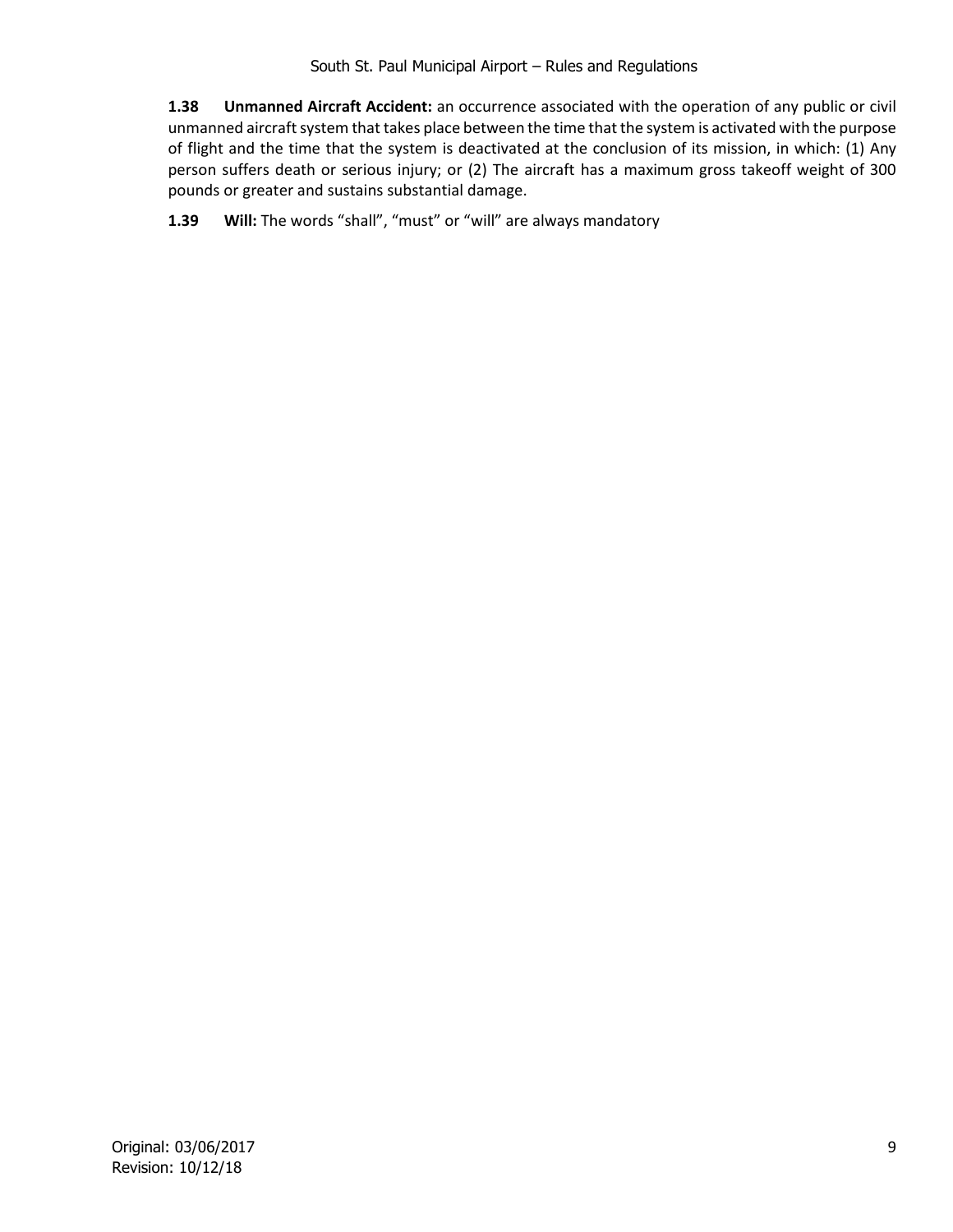**1.38 Unmanned Aircraft Accident:** an occurrence associated with the operation of any public or civil unmanned aircraft system that takes place between the time that the system is activated with the purpose of flight and the time that the system is deactivated at the conclusion of its mission, in which: (1) Any person suffers death or serious injury; or (2) The aircraft has a maximum gross takeoff weight of 300 pounds or greater and sustains substantial damage.

**1.39 Will:** The words “shall”, “must” or “will” are always mandatory

Original: 03/06/2017
Revision: 10/12/18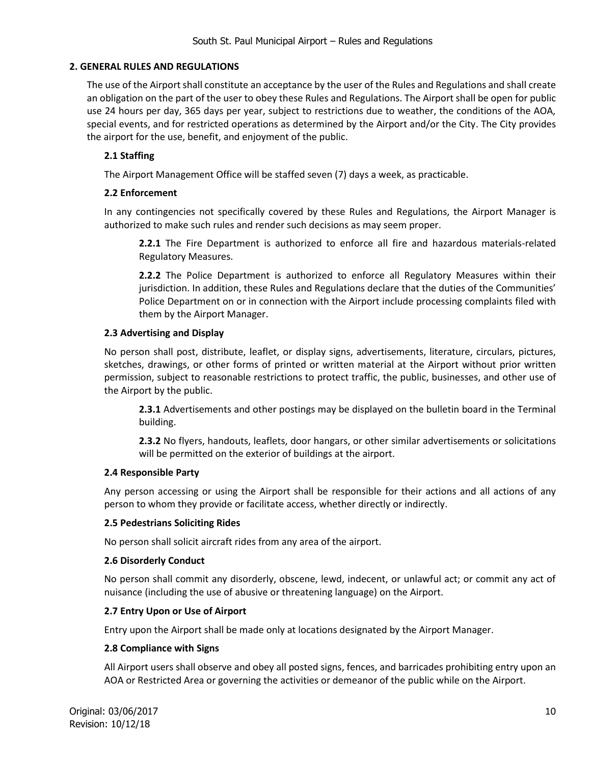## 2. GENERAL RULES AND REGULATIONS

The use of the Airport shall constitute an acceptance by the user of the Rules and Regulations and shall create an obligation on the part of the user to obey these Rules and Regulations. The Airport shall be open for public use 24 hours per day, 365 days per year, subject to restrictions due to weather, the conditions of the AOA, special events, and for restricted operations as determined by the Airport and/or the City. The City provides the airport for the use, benefit, and enjoyment of the public.

### 2.1 Staffing

The Airport Management Office will be staffed seven (7) days a week, as practicable.

### 2.2 Enforcement

In any contingencies not specifically covered by these Rules and Regulations, the Airport Manager is authorized to make such rules and render such decisions as may seem proper.

**2.2.1** The Fire Department is authorized to enforce all fire and hazardous materials-related Regulatory Measures.

**2.2.2** The Police Department is authorized to enforce all Regulatory Measures within their jurisdiction. In addition, these Rules and Regulations declare that the duties of the Communities' Police Department on or in connection with the Airport include processing complaints filed with them by the Airport Manager.

### 2.3 Advertising and Display

No person shall post, distribute, leaflet, or display signs, advertisements, literature, circulars, pictures, sketches, drawings, or other forms of printed or written material at the Airport without prior written permission, subject to reasonable restrictions to protect traffic, the public, businesses, and other use of the Airport by the public.

**2.3.1** Advertisements and other postings may be displayed on the bulletin board in the Terminal building.

**2.3.2** No flyers, handouts, leaflets, door hangars, or other similar advertisements or solicitations will be permitted on the exterior of buildings at the airport.

### 2.4 Responsible Party

Any person accessing or using the Airport shall be responsible for their actions and all actions of any person to whom they provide or facilitate access, whether directly or indirectly.

### 2.5 Pedestrians Soliciting Rides

No person shall solicit aircraft rides from any area of the airport.

### 2.6 Disorderly Conduct

No person shall commit any disorderly, obscene, lewd, indecent, or unlawful act; or commit any act of nuisance (including the use of abusive or threatening language) on the Airport.

### 2.7 Entry Upon or Use of Airport

Entry upon the Airport shall be made only at locations designated by the Airport Manager.

### 2.8 Compliance with Signs

All Airport users shall observe and obey all posted signs, fences, and barricades prohibiting entry upon an AOA or Restricted Area or governing the activities or demeanor of the public while on the Airport.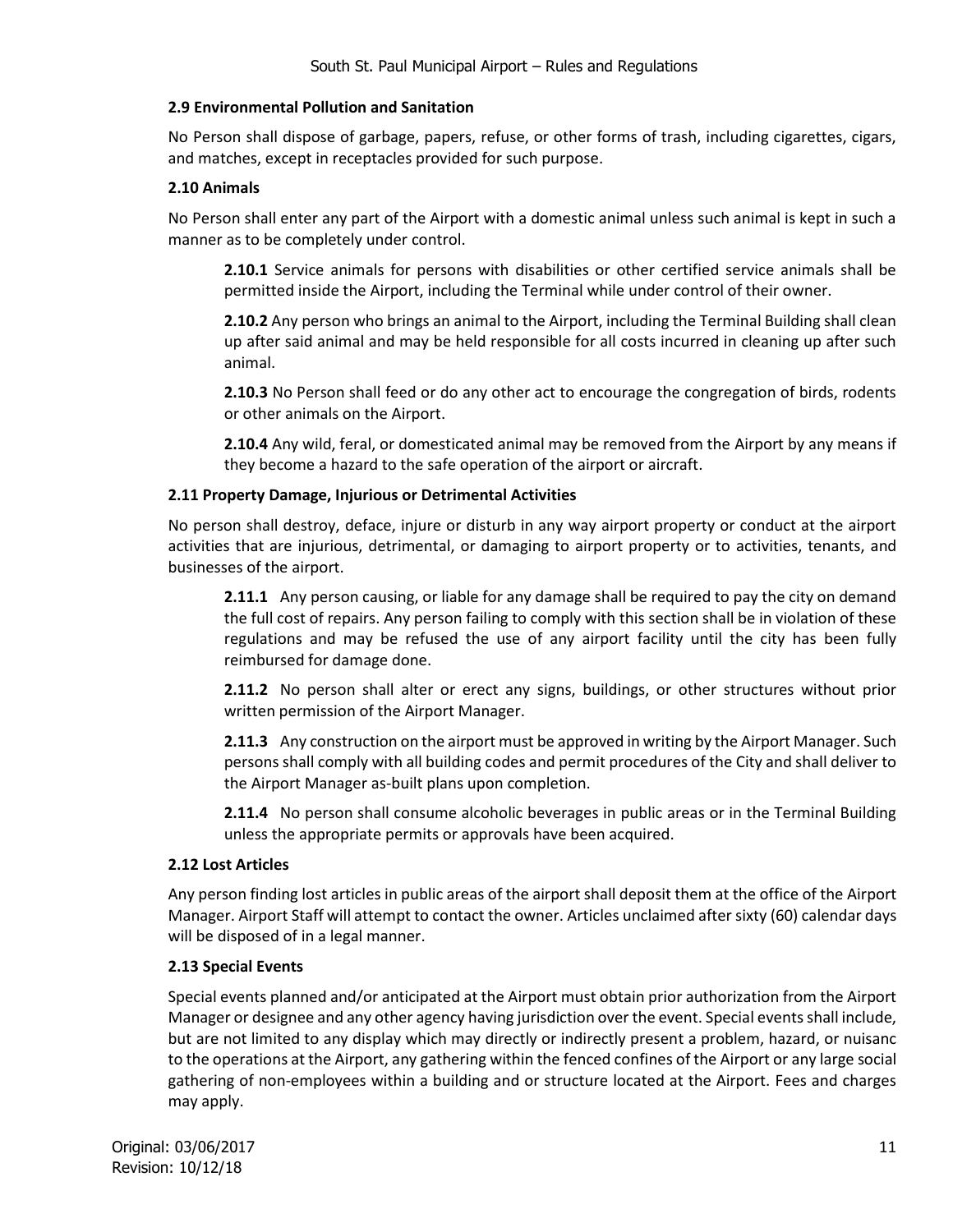### 2.9 Environmental Pollution and Sanitation

No Person shall dispose of garbage, papers, refuse, or other forms of trash, including cigarettes, cigars, and matches, except in receptacles provided for such purpose.

### 2.10 Animals

No Person shall enter any part of the Airport with a domestic animal unless such animal is kept in such a manner as to be completely under control.

**2.10.1** Service animals for persons with disabilities or other certified service animals shall be permitted inside the Airport, including the Terminal while under control of their owner.

**2.10.2** Any person who brings an animal to the Airport, including the Terminal Building shall clean up after said animal and may be held responsible for all costs incurred in cleaning up after such animal.

**2.10.3** No Person shall feed or do any other act to encourage the congregation of birds, rodents or other animals on the Airport.

**2.10.4** Any wild, feral, or domesticated animal may be removed from the Airport by any means if they become a hazard to the safe operation of the airport or aircraft.

### 2.11 Property Damage, Injurious or Detrimental Activities

No person shall destroy, deface, injure or disturb in any way airport property or conduct at the airport activities that are injurious, detrimental, or damaging to airport property or to activities, tenants, and businesses of the airport.

**2.11.1** Any person causing, or liable for any damage shall be required to pay the city on demand the full cost of repairs. Any person failing to comply with this section shall be in violation of these regulations and may be refused the use of any airport facility until the city has been fully reimbursed for damage done.

**2.11.2** No person shall alter or erect any signs, buildings, or other structures without prior written permission of the Airport Manager.

**2.11.3** Any construction on the airport must be approved in writing by the Airport Manager. Such persons shall comply with all building codes and permit procedures of the City and shall deliver to the Airport Manager as-built plans upon completion.

**2.11.4** No person shall consume alcoholic beverages in public areas or in the Terminal Building unless the appropriate permits or approvals have been acquired.

### 2.12 Lost Articles

Any person finding lost articles in public areas of the airport shall deposit them at the office of the Airport Manager. Airport Staff will attempt to contact the owner. Articles unclaimed after sixty (60) calendar days will be disposed of in a legal manner.

### 2.13 Special Events

Special events planned and/or anticipated at the Airport must obtain prior authorization from the Airport Manager or designee and any other agency having jurisdiction over the event. Special events shall include, but are not limited to any display which may directly or indirectly present a problem, hazard, or nuisanc to the operations at the Airport, any gathering within the fenced confines of the Airport or any large social gathering of non-employees within a building and or structure located at the Airport. Fees and charges may apply.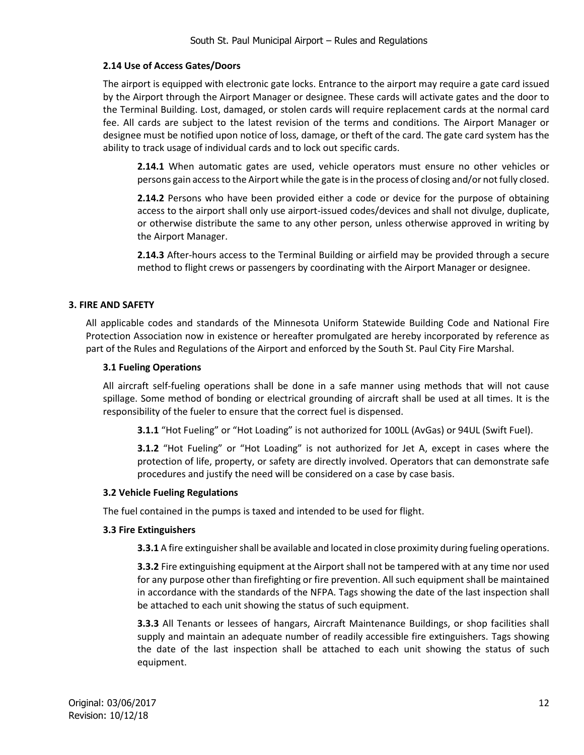### 2.14 Use of Access Gates/Doors

The airport is equipped with electronic gate locks. Entrance to the airport may require a gate card issued by the Airport through the Airport Manager or designee. These cards will activate gates and the door to the Terminal Building. Lost, damaged, or stolen cards will require replacement cards at the normal card fee. All cards are subject to the latest revision of the terms and conditions. The Airport Manager or designee must be notified upon notice of loss, damage, or theft of the card. The gate card system has the ability to track usage of individual cards and to lock out specific cards.

**2.14.1** When automatic gates are used, vehicle operators must ensure no other vehicles or persons gain access to the Airport while the gate is in the process of closing and/or not fully closed.

**2.14.2** Persons who have been provided either a code or device for the purpose of obtaining access to the airport shall only use airport-issued codes/devices and shall not divulge, duplicate, or otherwise distribute the same to any other person, unless otherwise approved in writing by the Airport Manager.

**2.14.3** After-hours access to the Terminal Building or airfield may be provided through a secure method to flight crews or passengers by coordinating with the Airport Manager or designee.

## 3. FIRE AND SAFETY

All applicable codes and standards of the Minnesota Uniform Statewide Building Code and National Fire Protection Association now in existence or hereafter promulgated are hereby incorporated by reference as part of the Rules and Regulations of the Airport and enforced by the South St. Paul City Fire Marshal.

### 3.1 Fueling Operations

All aircraft self-fueling operations shall be done in a safe manner using methods that will not cause spillage. Some method of bonding or electrical grounding of aircraft shall be used at all times. It is the responsibility of the fueler to ensure that the correct fuel is dispensed.

**3.1.1** "Hot Fueling" or "Hot Loading" is not authorized for 100LL (AvGas) or 94UL (Swift Fuel).

**3.1.2** "Hot Fueling" or "Hot Loading" is not authorized for Jet A, except in cases where the protection of life, property, or safety are directly involved. Operators that can demonstrate safe procedures and justify the need will be considered on a case by case basis.

### 3.2 Vehicle Fueling Regulations

The fuel contained in the pumps is taxed and intended to be used for flight.

### 3.3 Fire Extinguishers

**3.3.1** A fire extinguisher shall be available and located in close proximity during fueling operations.

**3.3.2** Fire extinguishing equipment at the Airport shall not be tampered with at any time nor used for any purpose other than firefighting or fire prevention. All such equipment shall be maintained in accordance with the standards of the NFPA. Tags showing the date of the last inspection shall be attached to each unit showing the status of such equipment.

**3.3.3** All Tenants or lessees of hangars, Aircraft Maintenance Buildings, or shop facilities shall supply and maintain an adequate number of readily accessible fire extinguishers. Tags showing the date of the last inspection shall be attached to each unit showing the status of such equipment.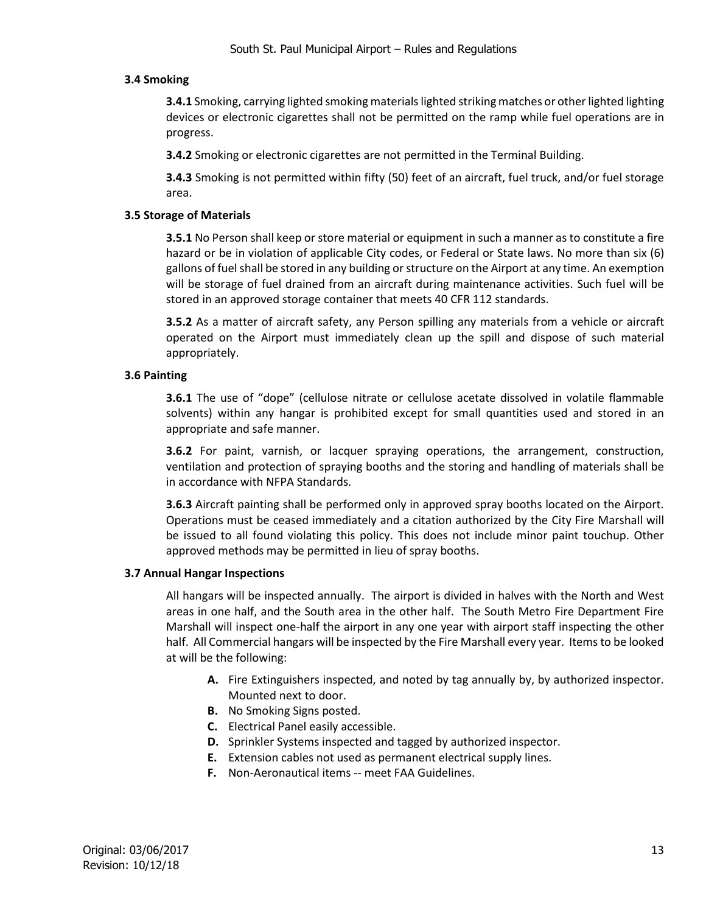### 3.4 Smoking

**3.4.1** Smoking, carrying lighted smoking materials lighted striking matches or other lighted lighting devices or electronic cigarettes shall not be permitted on the ramp while fuel operations are in progress.

**3.4.2** Smoking or electronic cigarettes are not permitted in the Terminal Building.

**3.4.3** Smoking is not permitted within fifty (50) feet of an aircraft, fuel truck, and/or fuel storage area.

### 3.5 Storage of Materials

**3.5.1** No Person shall keep or store material or equipment in such a manner as to constitute a fire hazard or be in violation of applicable City codes, or Federal or State laws. No more than six (6) gallons of fuel shall be stored in any building or structure on the Airport at any time. An exemption will be storage of fuel drained from an aircraft during maintenance activities. Such fuel will be stored in an approved storage container that meets 40 CFR 112 standards.

**3.5.2** As a matter of aircraft safety, any Person spilling any materials from a vehicle or aircraft operated on the Airport must immediately clean up the spill and dispose of such material appropriately.

### 3.6 Painting

**3.6.1** The use of "dope" (cellulose nitrate or cellulose acetate dissolved in volatile flammable solvents) within any hangar is prohibited except for small quantities used and stored in an appropriate and safe manner.

**3.6.2** For paint, varnish, or lacquer spraying operations, the arrangement, construction, ventilation and protection of spraying booths and the storing and handling of materials shall be in accordance with NFPA Standards.

**3.6.3** Aircraft painting shall be performed only in approved spray booths located on the Airport. Operations must be ceased immediately and a citation authorized by the City Fire Marshall will be issued to all found violating this policy. This does not include minor paint touchup. Other approved methods may be permitted in lieu of spray booths.

### 3.7 Annual Hangar Inspections

All hangars will be inspected annually. The airport is divided in halves with the North and West areas in one half, and the South area in the other half. The South Metro Fire Department Fire Marshall will inspect one-half the airport in any one year with airport staff inspecting the other half. All Commercial hangars will be inspected by the Fire Marshall every year. Items to be looked at will be the following:

- **A.** Fire Extinguishers inspected, and noted by tag annually by, by authorized inspector. Mounted next to door.
- **B.** No Smoking Signs posted.
- **C.** Electrical Panel easily accessible.
- **D.** Sprinkler Systems inspected and tagged by authorized inspector.
- **E.** Extension cables not used as permanent electrical supply lines.
- **F.** Non-Aeronautical items -- meet FAA Guidelines.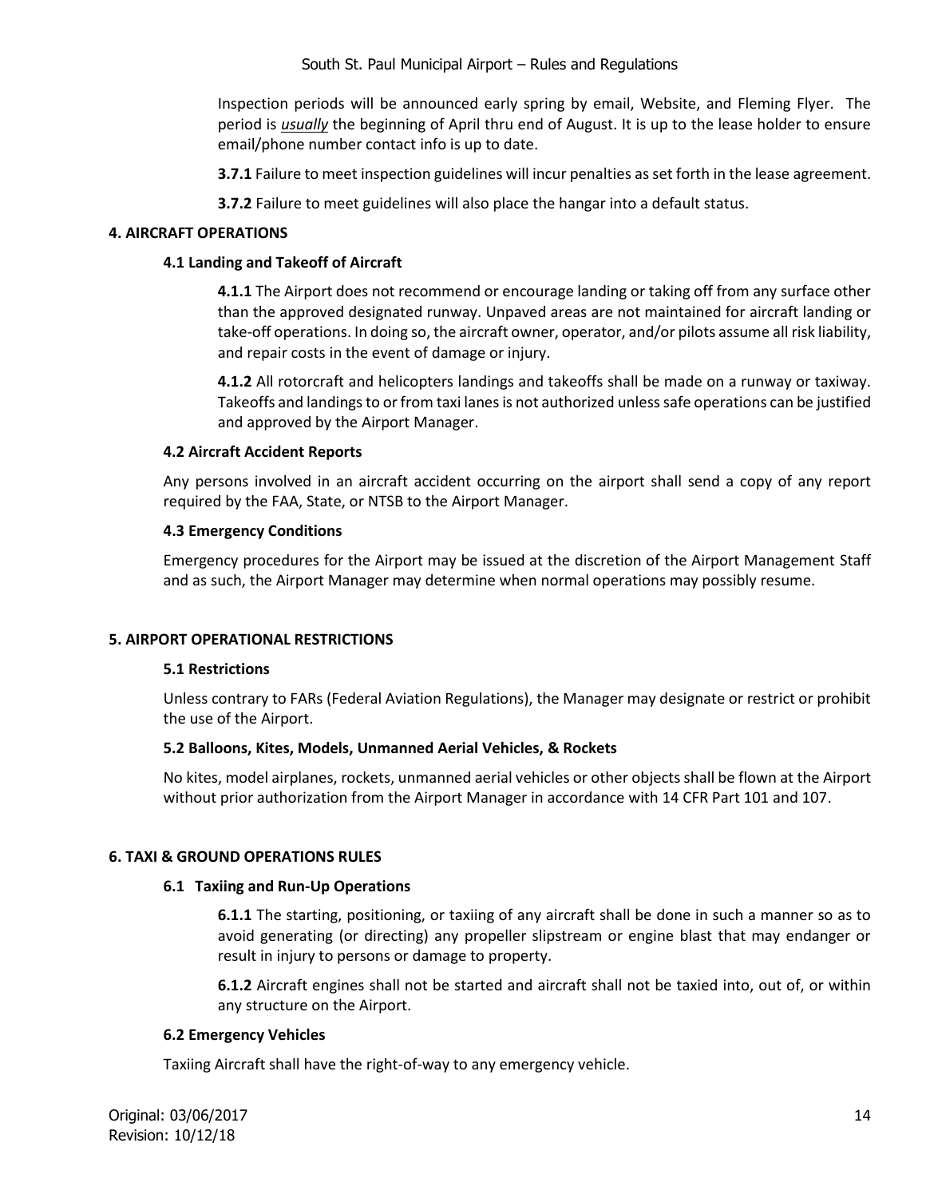Inspection periods will be announced early spring by email, Website, and Fleming Flyer. The period is ***usually*** the beginning of April thru end of August. It is up to the lease holder to ensure email/phone number contact info is up to date.

**3.7.1** Failure to meet inspection guidelines will incur penalties as set forth in the lease agreement.

**3.7.2** Failure to meet guidelines will also place the hangar into a default status.

## 4. AIRCRAFT OPERATIONS

### 4.1 Landing and Takeoff of Aircraft

**4.1.1** The Airport does not recommend or encourage landing or taking off from any surface other than the approved designated runway. Unpaved areas are not maintained for aircraft landing or take-off operations. In doing so, the aircraft owner, operator, and/or pilots assume all risk liability, and repair costs in the event of damage or injury.

**4.1.2** All rotorcraft and helicopters landings and takeoffs shall be made on a runway or taxiway. Takeoffs and landings to or from taxi lanes is not authorized unless safe operations can be justified and approved by the Airport Manager.

### 4.2 Aircraft Accident Reports

Any persons involved in an aircraft accident occurring on the airport shall send a copy of any report required by the FAA, State, or NTSB to the Airport Manager.

### 4.3 Emergency Conditions

Emergency procedures for the Airport may be issued at the discretion of the Airport Management Staff and as such, the Airport Manager may determine when normal operations may possibly resume.

## 5. AIRPORT OPERATIONAL RESTRICTIONS

### 5.1 Restrictions

Unless contrary to FARs (Federal Aviation Regulations), the Manager may designate or restrict or prohibit the use of the Airport.

### 5.2 Balloons, Kites, Models, Unmanned Aerial Vehicles, & Rockets

No kites, model airplanes, rockets, unmanned aerial vehicles or other objects shall be flown at the Airport without prior authorization from the Airport Manager in accordance with 14 CFR Part 101 and 107.

## 6. TAXI & GROUND OPERATIONS RULES

### 6.1 Taxiing and Run-Up Operations

**6.1.1** The starting, positioning, or taxiing of any aircraft shall be done in such a manner so as to avoid generating (or directing) any propeller slipstream or engine blast that may endanger or result in injury to persons or damage to property.

**6.1.2** Aircraft engines shall not be started and aircraft shall not be taxied into, out of, or within any structure on the Airport.

### 6.2 Emergency Vehicles

Taxiing Aircraft shall have the right-of-way to any emergency vehicle.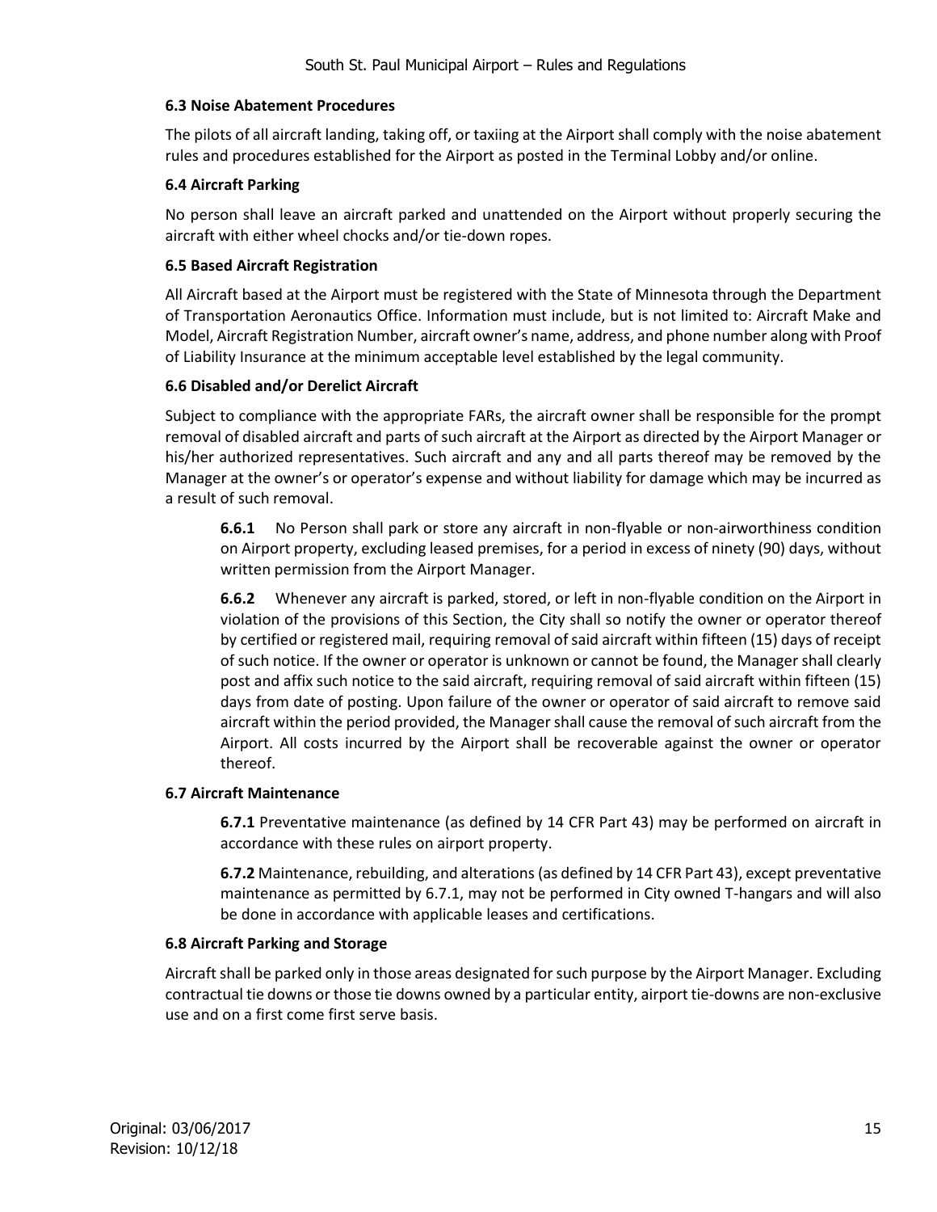### 6.3 Noise Abatement Procedures

The pilots of all aircraft landing, taking off, or taxiing at the Airport shall comply with the noise abatement rules and procedures established for the Airport as posted in the Terminal Lobby and/or online.

### 6.4 Aircraft Parking

No person shall leave an aircraft parked and unattended on the Airport without properly securing the aircraft with either wheel chocks and/or tie-down ropes.

### 6.5 Based Aircraft Registration

All Aircraft based at the Airport must be registered with the State of Minnesota through the Department of Transportation Aeronautics Office. Information must include, but is not limited to: Aircraft Make and Model, Aircraft Registration Number, aircraft owner's name, address, and phone number along with Proof of Liability Insurance at the minimum acceptable level established by the legal community.

### 6.6 Disabled and/or Derelict Aircraft

Subject to compliance with the appropriate FARs, the aircraft owner shall be responsible for the prompt removal of disabled aircraft and parts of such aircraft at the Airport as directed by the Airport Manager or his/her authorized representatives. Such aircraft and any and all parts thereof may be removed by the Manager at the owner's or operator's expense and without liability for damage which may be incurred as a result of such removal.

> **6.6.1** No Person shall park or store any aircraft in non-flyable or non-airworthiness condition on Airport property, excluding leased premises, for a period in excess of ninety (90) days, without written permission from the Airport Manager.
>
> **6.6.2** Whenever any aircraft is parked, stored, or left in non-flyable condition on the Airport in violation of the provisions of this Section, the City shall so notify the owner or operator thereof by certified or registered mail, requiring removal of said aircraft within fifteen (15) days of receipt of such notice. If the owner or operator is unknown or cannot be found, the Manager shall clearly post and affix such notice to the said aircraft, requiring removal of said aircraft within fifteen (15) days from date of posting. Upon failure of the owner or operator of said aircraft to remove said aircraft within the period provided, the Manager shall cause the removal of such aircraft from the Airport. All costs incurred by the Airport shall be recoverable against the owner or operator thereof.

### 6.7 Aircraft Maintenance

> **6.7.1** Preventative maintenance (as defined by 14 CFR Part 43) may be performed on aircraft in accordance with these rules on airport property.
>
> **6.7.2** Maintenance, rebuilding, and alterations (as defined by 14 CFR Part 43), except preventative maintenance as permitted by 6.7.1, may not be performed in City owned T-hangars and will also be done in accordance with applicable leases and certifications.

### 6.8 Aircraft Parking and Storage

Aircraft shall be parked only in those areas designated for such purpose by the Airport Manager. Excluding contractual tie downs or those tie downs owned by a particular entity, airport tie-downs are non-exclusive use and on a first come first serve basis.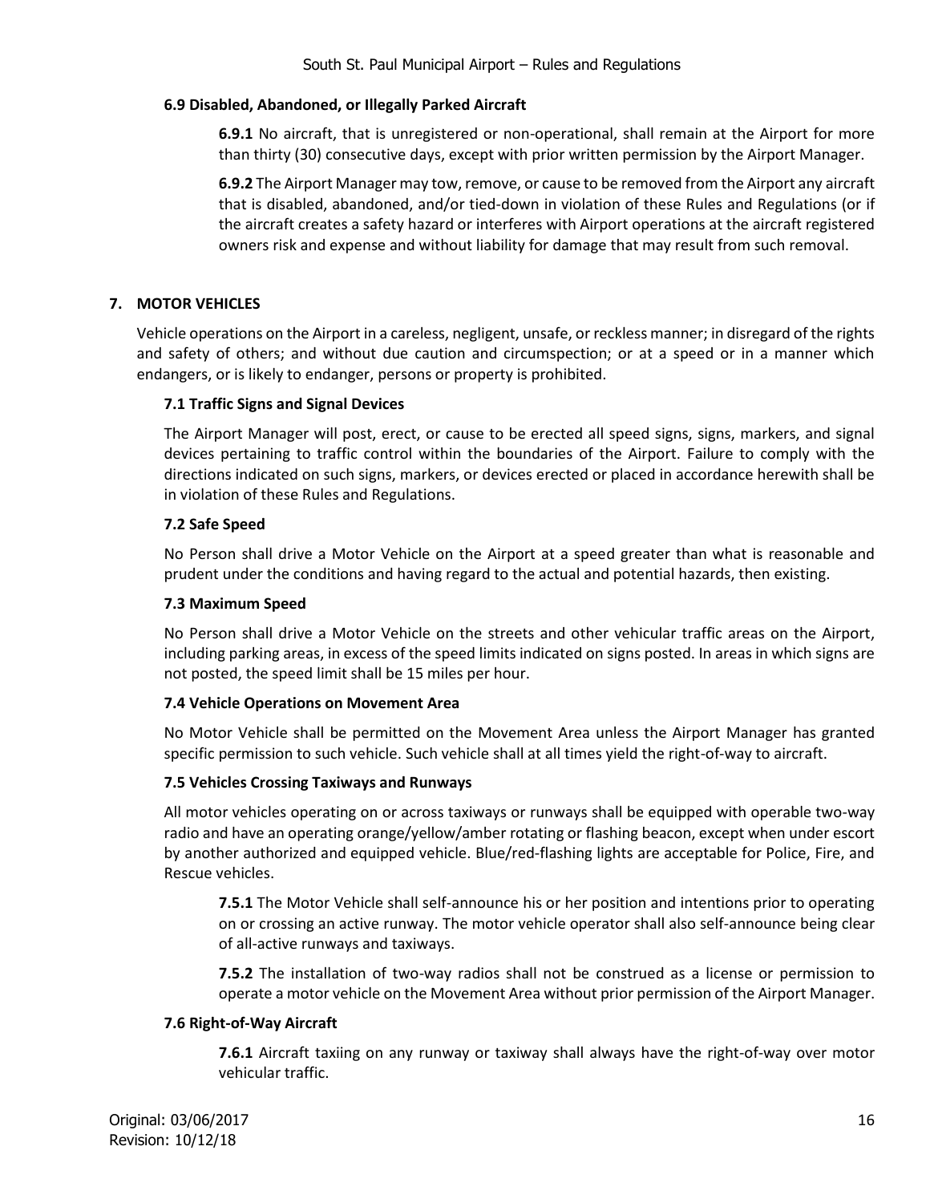### 6.9 Disabled, Abandoned, or Illegally Parked Aircraft

**6.9.1** No aircraft, that is unregistered or non-operational, shall remain at the Airport for more than thirty (30) consecutive days, except with prior written permission by the Airport Manager.

**6.9.2** The Airport Manager may tow, remove, or cause to be removed from the Airport any aircraft that is disabled, abandoned, and/or tied-down in violation of these Rules and Regulations (or if the aircraft creates a safety hazard or interferes with Airport operations at the aircraft registered owners risk and expense and without liability for damage that may result from such removal.

## 7. MOTOR VEHICLES

Vehicle operations on the Airport in a careless, negligent, unsafe, or reckless manner; in disregard of the rights and safety of others; and without due caution and circumspection; or at a speed or in a manner which endangers, or is likely to endanger, persons or property is prohibited.

### 7.1 Traffic Signs and Signal Devices

The Airport Manager will post, erect, or cause to be erected all speed signs, signs, markers, and signal devices pertaining to traffic control within the boundaries of the Airport. Failure to comply with the directions indicated on such signs, markers, or devices erected or placed in accordance herewith shall be in violation of these Rules and Regulations.

### 7.2 Safe Speed

No Person shall drive a Motor Vehicle on the Airport at a speed greater than what is reasonable and prudent under the conditions and having regard to the actual and potential hazards, then existing.

### 7.3 Maximum Speed

No Person shall drive a Motor Vehicle on the streets and other vehicular traffic areas on the Airport, including parking areas, in excess of the speed limits indicated on signs posted. In areas in which signs are not posted, the speed limit shall be 15 miles per hour.

### 7.4 Vehicle Operations on Movement Area

No Motor Vehicle shall be permitted on the Movement Area unless the Airport Manager has granted specific permission to such vehicle. Such vehicle shall at all times yield the right-of-way to aircraft.

### 7.5 Vehicles Crossing Taxiways and Runways

All motor vehicles operating on or across taxiways or runways shall be equipped with operable two-way radio and have an operating orange/yellow/amber rotating or flashing beacon, except when under escort by another authorized and equipped vehicle. Blue/red-flashing lights are acceptable for Police, Fire, and Rescue vehicles.

**7.5.1** The Motor Vehicle shall self-announce his or her position and intentions prior to operating on or crossing an active runway. The motor vehicle operator shall also self-announce being clear of all-active runways and taxiways.

**7.5.2** The installation of two-way radios shall not be construed as a license or permission to operate a motor vehicle on the Movement Area without prior permission of the Airport Manager.

### 7.6 Right-of-Way Aircraft

**7.6.1** Aircraft taxiing on any runway or taxiway shall always have the right-of-way over motor vehicular traffic.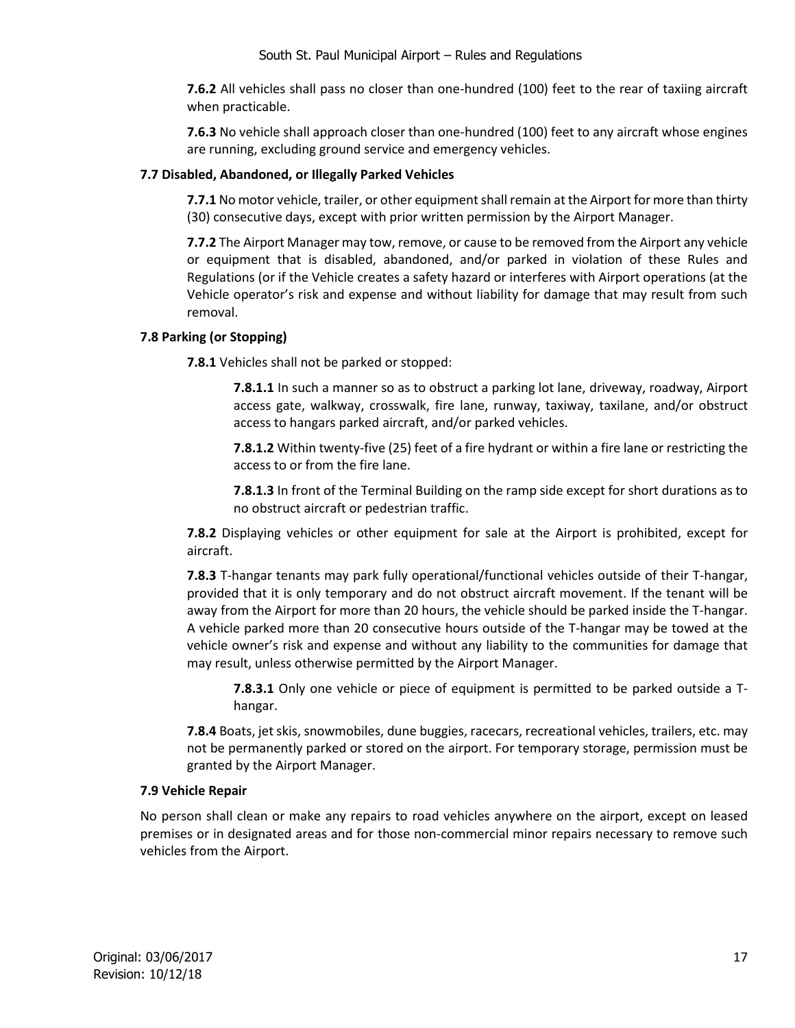**7.6.2** All vehicles shall pass no closer than one-hundred (100) feet to the rear of taxiing aircraft when practicable.

**7.6.3** No vehicle shall approach closer than one-hundred (100) feet to any aircraft whose engines are running, excluding ground service and emergency vehicles.

### 7.7 Disabled, Abandoned, or Illegally Parked Vehicles

**7.7.1** No motor vehicle, trailer, or other equipment shall remain at the Airport for more than thirty (30) consecutive days, except with prior written permission by the Airport Manager.

**7.7.2** The Airport Manager may tow, remove, or cause to be removed from the Airport any vehicle or equipment that is disabled, abandoned, and/or parked in violation of these Rules and Regulations (or if the Vehicle creates a safety hazard or interferes with Airport operations (at the Vehicle operator's risk and expense and without liability for damage that may result from such removal.

### 7.8 Parking (or Stopping)

**7.8.1** Vehicles shall not be parked or stopped:

**7.8.1.1** In such a manner so as to obstruct a parking lot lane, driveway, roadway, Airport access gate, walkway, crosswalk, fire lane, runway, taxiway, taxilane, and/or obstruct access to hangars parked aircraft, and/or parked vehicles.

**7.8.1.2** Within twenty-five (25) feet of a fire hydrant or within a fire lane or restricting the access to or from the fire lane.

**7.8.1.3** In front of the Terminal Building on the ramp side except for short durations as to no obstruct aircraft or pedestrian traffic.

**7.8.2** Displaying vehicles or other equipment for sale at the Airport is prohibited, except for aircraft.

**7.8.3** T-hangar tenants may park fully operational/functional vehicles outside of their T-hangar, provided that it is only temporary and do not obstruct aircraft movement. If the tenant will be away from the Airport for more than 20 hours, the vehicle should be parked inside the T-hangar. A vehicle parked more than 20 consecutive hours outside of the T-hangar may be towed at the vehicle owner's risk and expense and without any liability to the communities for damage that may result, unless otherwise permitted by the Airport Manager.

**7.8.3.1** Only one vehicle or piece of equipment is permitted to be parked outside a T-hangar.

**7.8.4** Boats, jet skis, snowmobiles, dune buggies, racecars, recreational vehicles, trailers, etc. may not be permanently parked or stored on the airport. For temporary storage, permission must be granted by the Airport Manager.

### 7.9 Vehicle Repair

No person shall clean or make any repairs to road vehicles anywhere on the airport, except on leased premises or in designated areas and for those non-commercial minor repairs necessary to remove such vehicles from the Airport.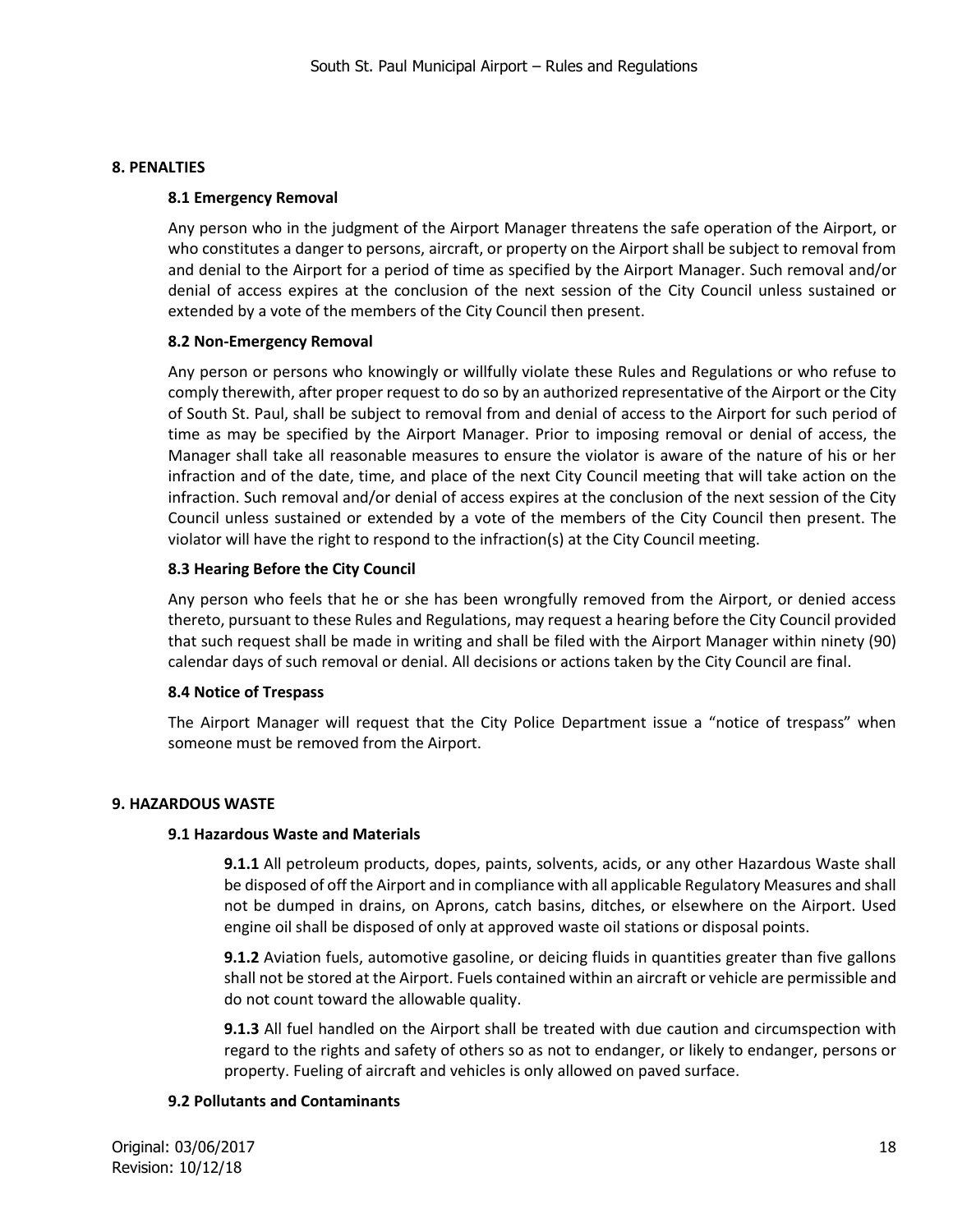## 8. PENALTIES

### 8.1 Emergency Removal

Any person who in the judgment of the Airport Manager threatens the safe operation of the Airport, or who constitutes a danger to persons, aircraft, or property on the Airport shall be subject to removal from and denial to the Airport for a period of time as specified by the Airport Manager. Such removal and/or denial of access expires at the conclusion of the next session of the City Council unless sustained or extended by a vote of the members of the City Council then present.

### 8.2 Non-Emergency Removal

Any person or persons who knowingly or willfully violate these Rules and Regulations or who refuse to comply therewith, after proper request to do so by an authorized representative of the Airport or the City of South St. Paul, shall be subject to removal from and denial of access to the Airport for such period of time as may be specified by the Airport Manager. Prior to imposing removal or denial of access, the Manager shall take all reasonable measures to ensure the violator is aware of the nature of his or her infraction and of the date, time, and place of the next City Council meeting that will take action on the infraction. Such removal and/or denial of access expires at the conclusion of the next session of the City Council unless sustained or extended by a vote of the members of the City Council then present. The violator will have the right to respond to the infraction(s) at the City Council meeting.

### 8.3 Hearing Before the City Council

Any person who feels that he or she has been wrongfully removed from the Airport, or denied access thereto, pursuant to these Rules and Regulations, may request a hearing before the City Council provided that such request shall be made in writing and shall be filed with the Airport Manager within ninety (90) calendar days of such removal or denial. All decisions or actions taken by the City Council are final.

### 8.4 Notice of Trespass

The Airport Manager will request that the City Police Department issue a "notice of trespass" when someone must be removed from the Airport.

## 9. HAZARDOUS WASTE

### 9.1 Hazardous Waste and Materials

**9.1.1** All petroleum products, dopes, paints, solvents, acids, or any other Hazardous Waste shall be disposed of off the Airport and in compliance with all applicable Regulatory Measures and shall not be dumped in drains, on Aprons, catch basins, ditches, or elsewhere on the Airport. Used engine oil shall be disposed of only at approved waste oil stations or disposal points.

**9.1.2** Aviation fuels, automotive gasoline, or deicing fluids in quantities greater than five gallons shall not be stored at the Airport. Fuels contained within an aircraft or vehicle are permissible and do not count toward the allowable quality.

**9.1.3** All fuel handled on the Airport shall be treated with due caution and circumspection with regard to the rights and safety of others so as not to endanger, or likely to endanger, persons or property. Fueling of aircraft and vehicles is only allowed on paved surface.

### 9.2 Pollutants and Contaminants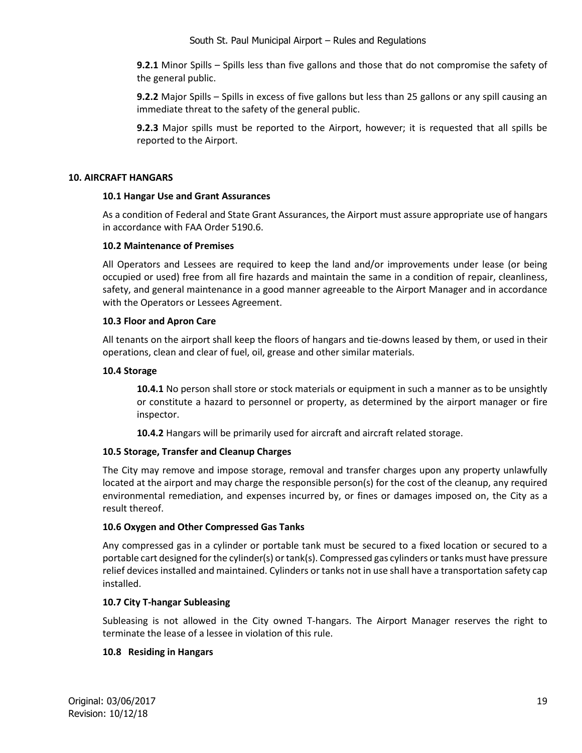**9.2.1** Minor Spills – Spills less than five gallons and those that do not compromise the safety of the general public.

**9.2.2** Major Spills – Spills in excess of five gallons but less than 25 gallons or any spill causing an immediate threat to the safety of the general public.

**9.2.3** Major spills must be reported to the Airport, however; it is requested that all spills be reported to the Airport.

## 10. AIRCRAFT HANGARS

### 10.1 Hangar Use and Grant Assurances

As a condition of Federal and State Grant Assurances, the Airport must assure appropriate use of hangars in accordance with FAA Order 5190.6.

### 10.2 Maintenance of Premises

All Operators and Lessees are required to keep the land and/or improvements under lease (or being occupied or used) free from all fire hazards and maintain the same in a condition of repair, cleanliness, safety, and general maintenance in a good manner agreeable to the Airport Manager and in accordance with the Operators or Lessees Agreement.

### 10.3 Floor and Apron Care

All tenants on the airport shall keep the floors of hangars and tie-downs leased by them, or used in their operations, clean and clear of fuel, oil, grease and other similar materials.

### 10.4 Storage

**10.4.1** No person shall store or stock materials or equipment in such a manner as to be unsightly or constitute a hazard to personnel or property, as determined by the airport manager or fire inspector.

**10.4.2** Hangars will be primarily used for aircraft and aircraft related storage.

### 10.5 Storage, Transfer and Cleanup Charges

The City may remove and impose storage, removal and transfer charges upon any property unlawfully located at the airport and may charge the responsible person(s) for the cost of the cleanup, any required environmental remediation, and expenses incurred by, or fines or damages imposed on, the City as a result thereof.

### 10.6 Oxygen and Other Compressed Gas Tanks

Any compressed gas in a cylinder or portable tank must be secured to a fixed location or secured to a portable cart designed for the cylinder(s) or tank(s). Compressed gas cylinders or tanks must have pressure relief devices installed and maintained. Cylinders or tanks not in use shall have a transportation safety cap installed.

### 10.7 City T-hangar Subleasing

Subleasing is not allowed in the City owned T-hangars. The Airport Manager reserves the right to terminate the lease of a lessee in violation of this rule.

### 10.8 Residing in Hangars

Original: 03/06/2017
Revision: 10/12/18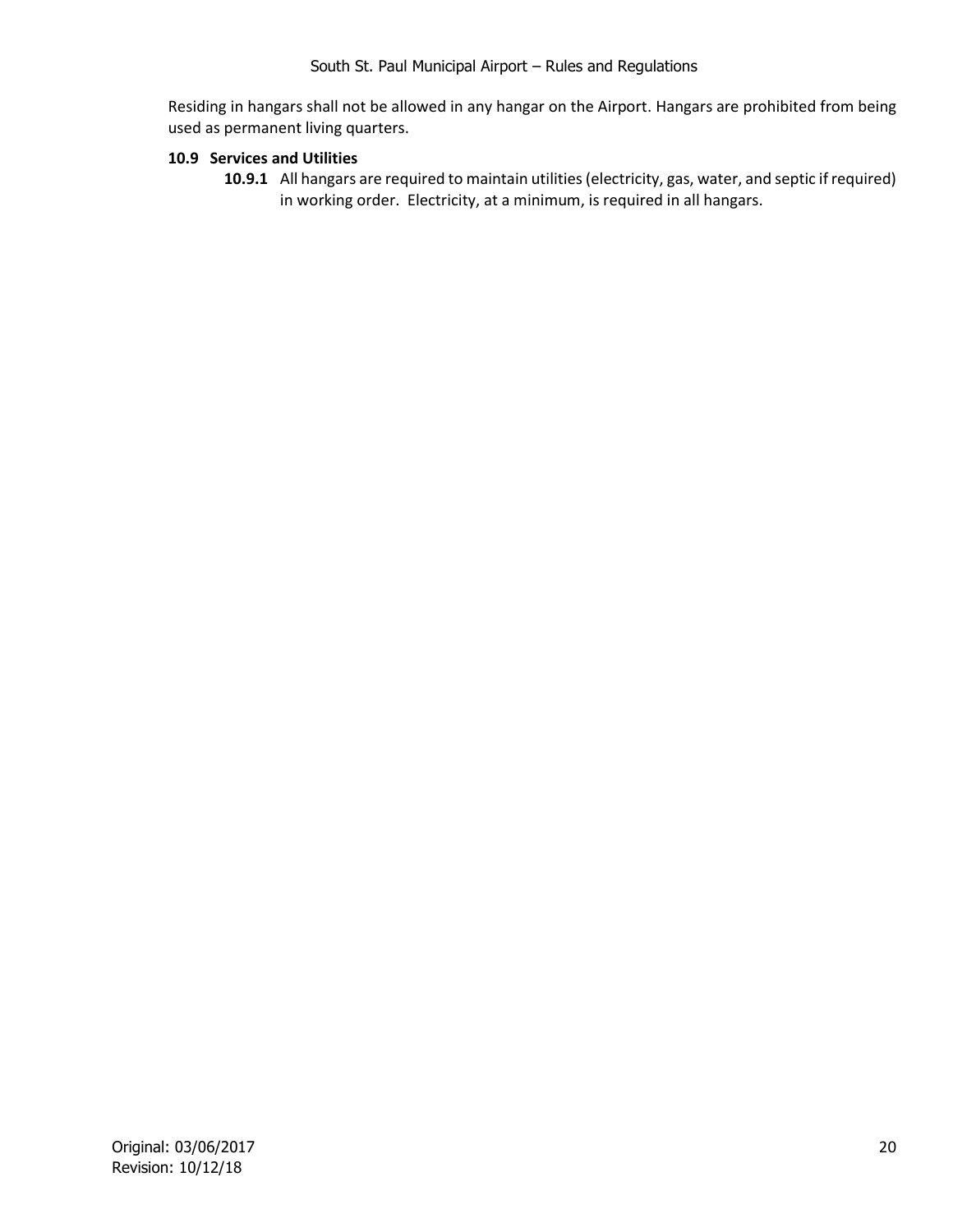Residing in hangars shall not be allowed in any hangar on the Airport. Hangars are prohibited from being used as permanent living quarters.

### 10.9 Services and Utilities

**10.9.1** All hangars are required to maintain utilities (electricity, gas, water, and septic if required) in working order. Electricity, at a minimum, is required in all hangars.